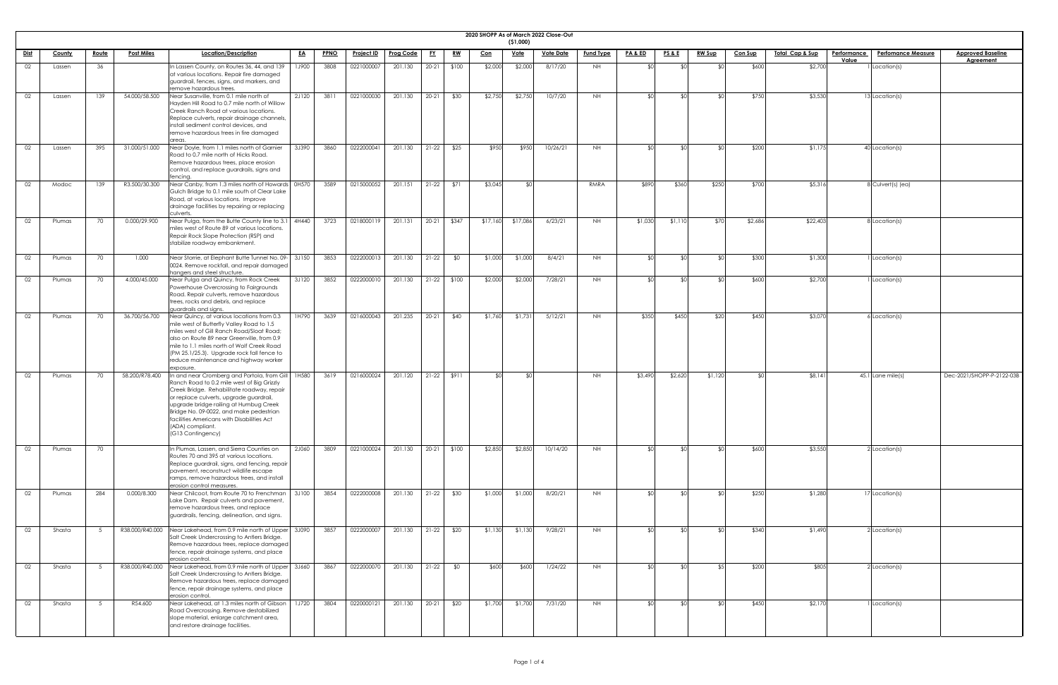# 2020 SHOPP As of March 2022 Close-Out

($1,000)

| Dist | County | Route | Post Miles | Location/Description | EA | PPNO | Project ID | Prog Code | FY | RW | Con | Vote | Vote Date | Fund Type | PA & ED | PS & E | RW Sup | Con Sup | Total Cap & Sup | Performance Value | Perfomance Measure | Approved Baseline Agreement |
|---|---|---|---|---|---|---|---|---|---|---|---|---|---|---|---|---|---|---|---|---|---|---|
| 02 | Lassen | 36 | | In Lassen County, on Routes 36, 44, and 139 at various locations. Repair fire damaged guardrail, fences, signs, and markers, and remove hazardous trees. | 1J900 | 3808 | 0221000007 | 201.130 | 20-21 | $100 | $2,000 | $2,000 | 8/17/20 | NH | $0 | $0 | $0 | $600 | $2,700 | 1 | Location(s) | |
| 02 | Lassen | 139 | 54.000/58.500 | Near Susanville, from 0.1 mile north of Hayden Hill Road to 0.7 mile north of Willow Creek Ranch Road at various locations. Replace culverts, repair drainage channels, install sediment control devices, and remove hazardous trees in fire damaged areas. | 2J120 | 3811 | 0221000030 | 201.130 | 20-21 | $30 | $2,750 | $2,750 | 10/7/20 | NH | $0 | $0 | $0 | $750 | $3,530 | 13 | Location(s) | |
| 02 | Lassen | 395 | 31.000/51.000 | Near Doyle, from 1.1 miles north of Garnier Road to 0.7 mile north of Hicks Road. Remove hazardous trees, place erosion control, and replace guardrails, signs and fencing. | 3J390 | 3860 | 0222000041 | 201.130 | 21-22 | $25 | $950 | $950 | 10/26/21 | NH | $0 | $0 | $0 | $200 | $1,175 | 40 | Location(s) | |
| 02 | Modoc | 139 | R3.500/30.300 | Near Canby, from 1.3 miles north of Howards Gulch Bridge to 0.1 mile south of Clear Lake Road, at various locations. Improve drainage facilities by repairing or replacing culverts. | 0H570 | 3589 | 0215000052 | 201.151 | 21-22 | $71 | $3,045 | $0 | | RMRA | $890 | $360 | $250 | $700 | $5,316 | 8 | Culvert(s) (ea) | |
| 02 | Plumas | 70 | 0.000/29.900 | Near Pulga, from the Butte County line to 3.1 miles west of Route 89 at various locations. Repair Rock Slope Protection (RSP) and stabilize roadway embankment. | 4H440 | 3723 | 0218000119 | 201.131 | 20-21 | $347 | $17,160 | $17,086 | 6/23/21 | NH | $1,030 | $1,110 | $70 | $2,686 | $22,403 | 8 | Location(s) | |
| 02 | Plumas | 70 | 1.000 | Near Storrie, at Elephant Butte Tunnel No. 09-0024. Remove rockfall, and repair damaged hangers and steel structure. | 3J150 | 3853 | 0222000013 | 201.130 | 21-22 | $0 | $1,000 | $1,000 | 8/4/21 | NH | $0 | $0 | $0 | $300 | $1,300 | 1 | Location(s) | |
| 02 | Plumas | 70 | 4.000/45.000 | Near Pulga and Quincy, from Rock Creek Powerhouse Overcrossing to Fairgrounds Road. Repair culverts, remove hazardous trees, rocks and debris, and replace guardrails and signs. | 3J120 | 3852 | 0222000010 | 201.130 | 21-22 | $100 | $2,000 | $2,000 | 7/28/21 | NH | $0 | $0 | $0 | $600 | $2,700 | 1 | Location(s) | |
| 02 | Plumas | 70 | 36.700/56.700 | Near Quincy, at various locations from 0.3 mile west of Butterfly Valley Road to 1.5 miles west of Gill Ranch Road/Sloat Road; also on Route 89 near Greenville, from 0.9 mile to 1.1 miles north of Wolf Creek Road (PM 25.1/25.3). Upgrade rock fall fence to reduce maintenance and highway worker exposure. | 1H790 | 3639 | 0216000043 | 201.235 | 20-21 | $40 | $1,760 | $1,731 | 5/12/21 | NH | $350 | $450 | $20 | $450 | $3,070 | 6 | Location(s) | |
| 02 | Plumas | 70 | 58.200/R78.400 | In and near Cromberg and Portola, from Gill Ranch Road to 0.2 mile west of Big Grizzly Creek Bridge. Rehabilitate roadway, repair or replace culverts, upgrade guardrail, upgrade bridge railing at Humbug Creek Bridge No. 09-0022, and make pedestrian facilities Americans with Disabilities Act (ADA) compliant. (G13 Contingency) | 1H580 | 3619 | 0216000024 | 201.120 | 21-22 | $911 | $0 | $0 | | NH | $3,490 | $2,620 | $1,120 | $0 | $8,141 | 45.1 | Lane mile(s) | Dec-2021/SHOPP-P-2122-03B |
| 02 | Plumas | 70 | | In Plumas, Lassen, and Sierra Counties on Routes 70 and 395 at various locations. Replace guardrail, signs, and fencing, repair pavement, reconstruct wildlife escape ramps, remove hazardous trees, and install erosion control measures. | 2J060 | 3809 | 0221000024 | 201.130 | 20-21 | $100 | $2,850 | $2,850 | 10/14/20 | NH | $0 | $0 | $0 | $600 | $3,550 | 2 | Location(s) | |
| 02 | Plumas | 284 | 0.000/8.300 | Near Chilcoot, from Route 70 to Frenchman Lake Dam. Repair culverts and pavement, remove hazardous trees, and replace guardrails, fencing, delineation, and signs. | 3J100 | 3854 | 0222000008 | 201.130 | 21-22 | $30 | $1,000 | $1,000 | 8/20/21 | NH | $0 | $0 | $0 | $250 | $1,280 | 17 | Location(s) | |
| 02 | Shasta | 5 | R38.000/R40.000 | Near Lakehead, from 0.9 mile north of Upper Salt Creek Undercrossing to Antlers Bridge. Remove hazardous trees, replace damaged fence, repair drainage systems, and place erosion control. | 3J090 | 3857 | 0222000007 | 201.130 | 21-22 | $20 | $1,130 | $1,130 | 9/28/21 | NH | $0 | $0 | $0 | $340 | $1,490 | 2 | Location(s) | |
| 02 | Shasta | 5 | R38.000/R40.000 | Near Lakehead, from 0.9 mile north of Upper Salt Creek Undercrossing to Antlers Bridge. Remove hazardous trees, replace damaged fence, repair drainage systems, and place erosion control. | 3J660 | 3867 | 0222000070 | 201.130 | 21-22 | $0 | $600 | $600 | 1/24/22 | NH | $0 | $0 | $5 | $200 | $805 | 2 | Location(s) | |
| 02 | Shasta | 5 | R54.600 | Near Lakehead, at 1.3 miles north of Gibson Road Overcrossing. Remove destabilized slope material, enlarge catchment area, and restore drainage facilities. | 1J720 | 3804 | 0220000121 | 201.130 | 20-21 | $20 | $1,700 | $1,700 | 7/31/20 | NH | $0 | $0 | $0 | $450 | $2,170 | 1 | Location(s) | |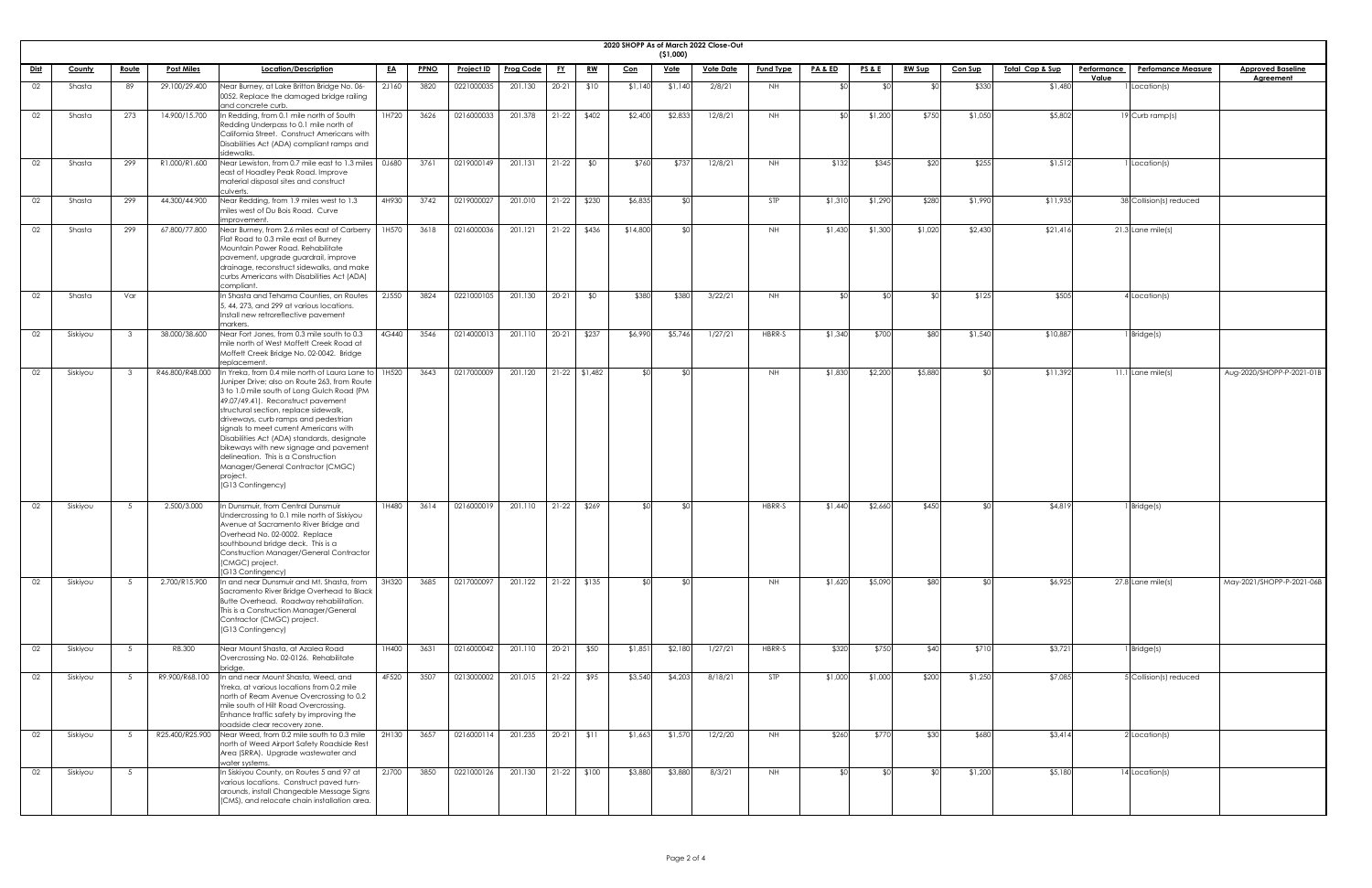# 2020 SHOPP As of March 2022 Close-Out

($1,000)

| Dist | County | Route | Post Miles | Location/Description | EA | PPNO | Project ID | Prog Code | FY | RW | Con | Vote | Vote Date | Fund Type | PA & ED | PS & E | RW Sup | Con Sup | Total Cap & Sup | Performance Value | Perfomance Measure | Approved Baseline Agreement |
|---|---|---|---|---|---|---|---|---|---|---|---|---|---|---|---|---|---|---|---|---|---|---|
| 02 | Shasta | 89 | 29.100/29.400 | Near Burney, at Lake Britton Bridge No. 06-0052. Replace the damaged bridge railing and concrete curb. | 2J160 | 3820 | 0221000035 | 201.130 | 20-21 | $10 | $1,140 | $1,140 | 2/8/21 | NH | $0 | $0 | $0 | $330 | $1,480 | 1 | Location(s) | |
| 02 | Shasta | 273 | 14.900/15.700 | In Redding, from 0.1 mile north of South Redding Underpass to 0.1 mile north of California Street. Construct Americans with Disabilities Act (ADA) compliant ramps and sidewalks. | 1H720 | 3626 | 0216000033 | 201.378 | 21-22 | $402 | $2,400 | $2,833 | 12/8/21 | NH | $0 | $1,200 | $750 | $1,050 | $5,802 | 19 | Curb ramp(s) | |
| 02 | Shasta | 299 | R1.000/R1.600 | Near Lewiston, from 0.7 mile east to 1.3 miles east of Hoadley Peak Road. Improve material disposal sites and construct culverts. | 0J680 | 3761 | 0219000149 | 201.131 | 21-22 | $0 | $760 | $737 | 12/8/21 | NH | $132 | $345 | $20 | $255 | $1,512 | 1 | Location(s) | |
| 02 | Shasta | 299 | 44.300/44.900 | Near Redding, from 1.9 miles west to 1.3 miles west of Du Bois Road. Curve improvement. | 4H930 | 3742 | 0219000027 | 201.010 | 21-22 | $230 | $6,835 | $0 | | STP | $1,310 | $1,290 | $280 | $1,990 | $11,935 | 38 | Collision(s) reduced | |
| 02 | Shasta | 299 | 67.800/77.800 | Near Burney, from 2.6 miles east of Carberry Flat Road to 0.3 mile east of Burney Mountain Power Road. Rehabilitate pavement, upgrade guardrail, improve drainage, reconstruct sidewalks, and make curbs Americans with Disabilities Act (ADA) compliant. | 1H570 | 3618 | 0216000036 | 201.121 | 21-22 | $436 | $14,800 | $0 | | NH | $1,430 | $1,300 | $1,020 | $2,430 | $21,416 | 21.3 | Lane mile(s) | |
| 02 | Shasta | Var | | In Shasta and Tehama Counties, on Routes 5, 44, 273, and 299 at various locations. Install new retroreflective pavement markers. | 2J550 | 3824 | 0221000105 | 201.130 | 20-21 | $0 | $380 | $380 | 3/22/21 | NH | $0 | $0 | $0 | $125 | $505 | 4 | Location(s) | |
| 02 | Siskiyou | 3 | 38.000/38.600 | Near Fort Jones, from 0.3 mile south to 0.3 mile north of West Moffett Creek Road at Moffett Creek Bridge No. 02-0042. Bridge replacement. | 4G440 | 3546 | 0214000013 | 201.110 | 20-21 | $237 | $6,990 | $5,746 | 1/27/21 | HBRR-S | $1,340 | $700 | $80 | $1,540 | $10,887 | 1 | Bridge(s) | |
| 02 | Siskiyou | 3 | R46.800/R48.000 | In Yreka, from 0.4 mile north of Laura Lane to Juniper Drive; also on Route 263, from Route 3 to 1.0 mile south of Long Gulch Road (PM 49.07/49.41). Reconstruct pavement structural section, replace sidewalk, driveways, curb ramps and pedestrian signals to meet current Americans with Disabilities Act (ADA) standards, designate bikeways with new signage and pavement delineation. This is a Construction Manager/General Contractor (CMGC) project. (G13 Contingency) | 1H520 | 3643 | 0217000009 | 201.120 | 21-22 | $1,482 | $0 | $0 | | NH | $1,830 | $2,200 | $5,880 | $0 | $11,392 | 11.1 | Lane mile(s) | Aug-2020/SHOPP-P-2021-01B |
| 02 | Siskiyou | 5 | 2.500/3.000 | In Dunsmuir, from Central Dunsmuir Undercrossing to 0.1 mile north of Siskiyou Avenue at Sacramento River Bridge and Overhead No. 02-0002. Replace southbound bridge deck. This is a Construction Manager/General Contractor (CMGC) project. (G13 Contingency) | 1H480 | 3614 | 0216000019 | 201.110 | 21-22 | $269 | $0 | $0 | | HBRR-S | $1,440 | $2,660 | $450 | $0 | $4,819 | 1 | Bridge(s) | |
| 02 | Siskiyou | 5 | 2.700/R15.900 | In and near Dunsmuir and Mt. Shasta, from Sacramento River Bridge Overhead to Black Butte Overhead. Roadway rehabilitation. This is a Construction Manager/General Contractor (CMGC) project. (G13 Contingency) | 3H320 | 3685 | 0217000097 | 201.122 | 21-22 | $135 | $0 | $0 | | NH | $1,620 | $5,090 | $80 | $0 | $6,925 | 27.8 | Lane mile(s) | May-2021/SHOPP-P-2021-06B |
| 02 | Siskiyou | 5 | R8.300 | Near Mount Shasta, at Azalea Road Overcrossing No. 02-0126. Rehabilitate bridge. | 1H400 | 3631 | 0216000042 | 201.110 | 20-21 | $50 | $1,851 | $2,180 | 1/27/21 | HBRR-S | $320 | $750 | $40 | $710 | $3,721 | 1 | Bridge(s) | |
| 02 | Siskiyou | 5 | R9.900/R68.100 | In and near Mount Shasta, Weed, and Yreka, at various locations from 0.2 mile north of Ream Avenue Overcrossing to 0.2 mile south of Hilt Road Overcrossing. Enhance traffic safety by improving the roadside clear recovery zone. | 4F520 | 3507 | 0213000002 | 201.015 | 21-22 | $95 | $3,540 | $4,203 | 8/18/21 | STP | $1,000 | $1,000 | $200 | $1,250 | $7,085 | 5 | Collision(s) reduced | |
| 02 | Siskiyou | 5 | R25.400/R25.900 | Near Weed, from 0.2 mile south to 0.3 mile north of Weed Airport Safety Roadside Rest Area (SRRA). Upgrade wastewater and water systems. | 2H130 | 3657 | 0216000114 | 201.235 | 20-21 | $11 | $1,663 | $1,570 | 12/2/20 | NH | $260 | $770 | $30 | $680 | $3,414 | 2 | Location(s) | |
| 02 | Siskiyou | 5 | | In Siskiyou County, on Routes 5 and 97 at various locations. Construct paved turn-arounds, install Changeable Message Signs (CMS), and relocate chain installation area. | 2J700 | 3850 | 0221000126 | 201.130 | 21-22 | $100 | $3,880 | $3,880 | 8/3/21 | NH | $0 | $0 | $0 | $1,200 | $5,180 | 14 | Location(s) | |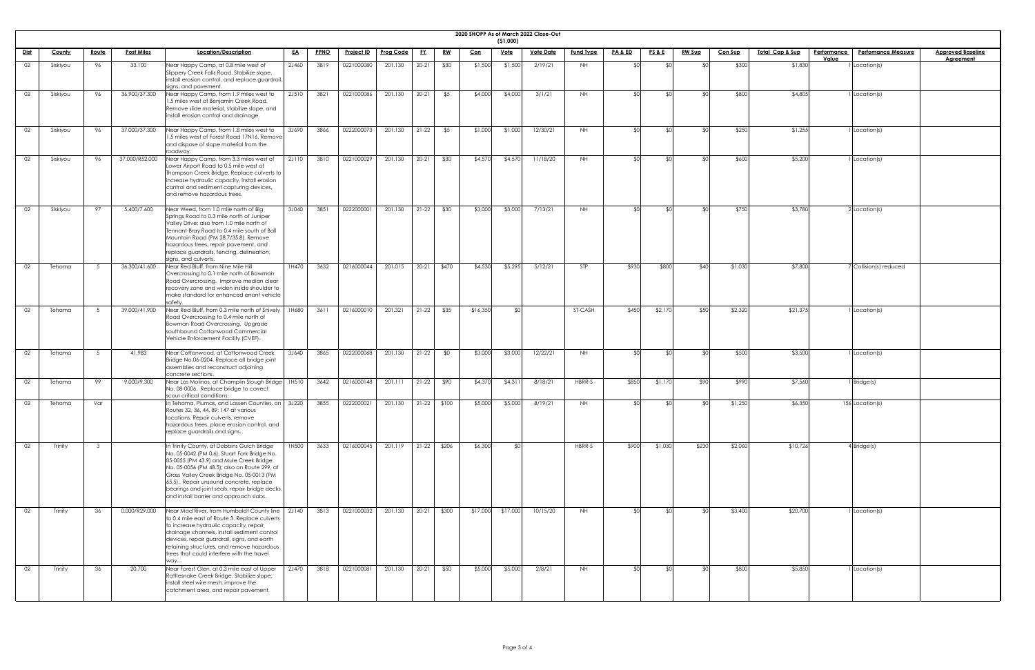# 2020 SHOPP As of March 2022 Close-Out

($1,000)

| Dist | County | Route | Post Miles | Location/Description | EA | PPNO | Project ID | Prog Code | FY | RW | Con | Vote | Vote Date | Fund Type | PA & ED | PS & E | RW Sup | Con Sup | Total Cap & Sup | Performance Value | Perfomance Measure | Approved Baseline Agreement |
|---|---|---|---|---|---|---|---|---|---|---|---|---|---|---|---|---|---|---|---|---|---|---|
| 02 | Siskiyou | 96 | 33.100 | Near Happy Camp, at 0.8 mile west of Slippery Creek Falls Road. Stabilize slope, install erosion control, and replace guardrail, signs, and pavement. | 2J460 | 3819 | 0221000080 | 201.130 | 20-21 | $30 | $1,500 | $1,500 | 2/19/21 | NH | $0 | $0 | $0 | $300 | $1,830 | 1 | Location(s) | |
| 02 | Siskiyou | 96 | 36.900/37.300 | Near Happy Camp, from 1.9 miles west to 1.5 miles west of Benjamin Creek Road. Remove slide material, stabilize slope, and install erosion control and drainage. | 2J510 | 3821 | 0221000086 | 201.130 | 20-21 | $5 | $4,000 | $4,000 | 3/1/21 | NH | $0 | $0 | $0 | $800 | $4,805 | 1 | Location(s) | |
| 02 | Siskiyou | 96 | 37.000/37.300 | Near Happy Camp, from 1.8 miles west to 1.5 miles west of Forest Road 17N16. Remove and dispose of slope material from the roadway. | 3J690 | 3866 | 0222000073 | 201.130 | 21-22 | $5 | $1,000 | $1,000 | 12/30/21 | NH | $0 | $0 | $0 | $250 | $1,255 | 1 | Location(s) | |
| 02 | Siskiyou | 96 | 37.000/R52.000 | Near Happy Camp, from 3.3 miles west of Lower Airport Road to 0.5 mile west of Thompson Creek Bridge. Replace culverts to increase hydraulic capacity, install erosion control and sediment capturing devices, and remove hazardous trees. | 2J110 | 3810 | 0221000029 | 201.130 | 20-21 | $30 | $4,570 | $4,570 | 11/18/20 | NH | $0 | $0 | $0 | $600 | $5,200 | 1 | Location(s) | |
| 02 | Siskiyou | 97 | 5.400/7.600 | Near Weed, from 1.0 mile north of Big Springs Road to 0.3 mile north of Juniper Valley Drive; also from 1.0 mile north of Tennant-Bray Road to 0.4 mile south of Ball Mountain Road (PM 28.7/35.8). Remove hazardous trees, repair pavement, and replace guardrails, fencing, delineation, signs, and culverts. | 3J040 | 3851 | 0222000001 | 201.130 | 21-22 | $30 | $3,000 | $3,000 | 7/13/21 | NH | $0 | $0 | $0 | $750 | $3,780 | 2 | Location(s) | |
| 02 | Tehama | 5 | 36.300/41.600 | Near Red Bluff, from Nine Mile Hill Overcrossing to 0.1 mile north of Bowman Road Overcrossing. Improve median clear recovery zone and widen inside shoulder to make standard for enhanced errant vehicle safety. | 1H470 | 3632 | 0216000044 | 201.015 | 20-21 | $470 | $4,530 | $5,295 | 5/12/21 | STP | $930 | $800 | $40 | $1,030 | $7,800 | 7 | Collision(s) reduced | |
| 02 | Tehama | 5 | 39.000/41.900 | Near Red Bluff, from 0.3 mile north of Snively Road Overcrossing to 0.4 mile north of Bowman Road Overcrossing. Upgrade southbound Cottonwood Commercial Vehicle Enforcement Facility (CVEF). | 1H680 | 3611 | 0216000010 | 201.321 | 21-22 | $35 | $16,350 | $0 | | ST-CASH | $450 | $2,170 | $50 | $2,320 | $21,375 | 1 | Location(s) | |
| 02 | Tehama | 5 | 41.983 | Near Cottonwood, at Cottonwood Creek Bridge No.08-0204. Replace all bridge joint assemblies and reconstruct adjoining concrete sections. | 3J640 | 3865 | 0222000068 | 201.130 | 21-22 | $0 | $3,000 | $3,000 | 12/22/21 | NH | $0 | $0 | $0 | $500 | $3,500 | 1 | Location(s) | |
| 02 | Tehama | 99 | 9.000/9.300 | Near Los Molinos, at Champlin Slough Bridge No. 08-0006. Replace bridge to correct scour critical conditions. | 1H510 | 3642 | 0216000148 | 201.111 | 21-22 | $90 | $4,370 | $4,311 | 8/18/21 | HBRR-S | $850 | $1,170 | $90 | $990 | $7,560 | 1 | Bridge(s) | |
| 02 | Tehama | Var | | In Tehama, Plumas, and Lassen Counties, on Routes 32, 36, 44, 89, 147 at various locations. Repair culverts, remove hazardous trees, place erosion control, and replace guardrails and signs. | 3J220 | 3855 | 0222000021 | 201.130 | 21-22 | $100 | $5,000 | $5,000 | 8/19/21 | NH | $0 | $0 | $0 | $1,250 | $6,350 | 156 | Location(s) | |
| 02 | Trinity | 3 | | In Trinity County, at Dobbins Gulch Bridge No. 05-0042 (PM 0.6), Stuart Fork Bridge No. 05-0055 (PM 43.9) and Mule Creek Bridge No. 05-0056 (PM 48.5); also on Route 299, at Grass Valley Creek Bridge No. 05-0013 (PM 65.5). Repair unsound concrete, replace bearings and joint seals, repair bridge decks, and install barrier and approach slabs. | 1H500 | 3633 | 0216000045 | 201.119 | 21-22 | $206 | $6,300 | $0 | | HBRR-S | $900 | $1,030 | $230 | $2,060 | $10,726 | 4 | Bridge(s) | |
| 02 | Trinity | 36 | 0.000/R29.000 | Near Mad River, from Humboldt County line to 0.4 mile east of Route 3. Replace culverts to increase hydraulic capacity, repair drainage channels, install sediment control devices, repair guardrail, signs, and earth retaining structures, and remove hazardous trees that could interfere with the travel way. | 2J140 | 3813 | 0221000032 | 201.130 | 20-21 | $300 | $17,000 | $17,000 | 10/15/20 | NH | $0 | $0 | $0 | $3,400 | $20,700 | 1 | Location(s) | |
| 02 | Trinity | 36 | 20.700 | Near Forest Glen, at 0.3 mile east of Upper Rattlesnake Creek Bridge. Stabilize slope, install steel wire mesh, improve the catchment area, and repair pavement. | 2J470 | 3818 | 0221000081 | 201.130 | 20-21 | $50 | $5,000 | $5,000 | 2/8/21 | NH | $0 | $0 | $0 | $800 | $5,850 | 1 | Location(s) | |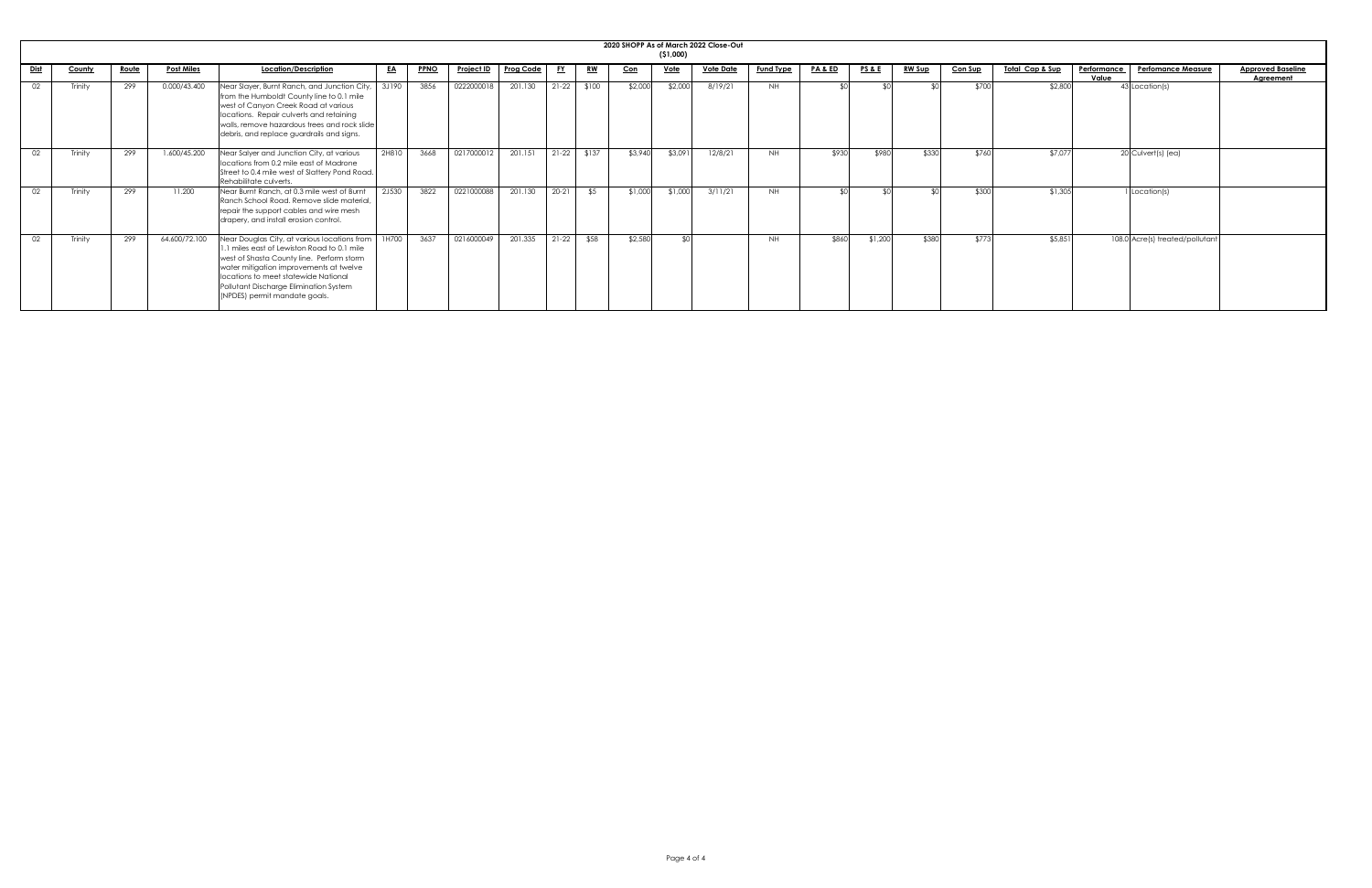## 2020 SHOPP As of March 2022 Close-Out

($1,000)

| Dist | County | Route | Post Miles | Location/Description | EA | PPNO | Project ID | Prog Code | FY | RW | Con | Vote | Vote Date | Fund Type | PA & ED | PS & E | RW Sup | Con Sup | Total Cap & Sup | Performance Value | Perfomance Measure | Approved Baseline Agreement |
|---|---|---|---|---|---|---|---|---|---|---|---|---|---|---|---|---|---|---|---|---|---|---|
| 02 | Trinity | 299 | 0.000/43.400 | Near Slayer, Burnt Ranch, and Junction City, from the Humboldt County line to 0.1 mile west of Canyon Creek Road at various locations. Repair culverts and retaining walls, remove hazardous trees and rock slide debris, and replace guardrails and signs. | 3J190 | 3856 | 0222000018 | 201.130 | 21-22 | $100 | $2,000 | $2,000 | 8/19/21 | NH | $0 | $0 | $0 | $700 | $2,800 | 43 | Location(s) | |
| 02 | Trinity | 299 | 1.600/45.200 | Near Salyer and Junction City, at various locations from 0.2 mile east of Madrone Street to 0.4 mile west of Slattery Pond Road. Rehabilitate culverts. | 2H810 | 3668 | 0217000012 | 201.151 | 21-22 | $137 | $3,940 | $3,091 | 12/8/21 | NH | $930 | $980 | $330 | $760 | $7,077 | 20 | Culvert(s) (ea) | |
| 02 | Trinity | 299 | 11.200 | Near Burnt Ranch, at 0.3 mile west of Burnt Ranch School Road. Remove slide material, repair the support cables and wire mesh drapery, and install erosion control. | 2J530 | 3822 | 0221000088 | 201.130 | 20-21 | $5 | $1,000 | $1,000 | 3/11/21 | NH | $0 | $0 | $0 | $300 | $1,305 | 1 | Location(s) | |
| 02 | Trinity | 299 | 64.600/72.100 | Near Douglas City, at various locations from 1.1 miles east of Lewiston Road to 0.1 mile west of Shasta County line. Perform storm water mitigation improvements at twelve locations to meet statewide National Pollutant Discharge Elimination System (NPDES) permit mandate goals. | 1H700 | 3637 | 0216000049 | 201.335 | 21-22 | $58 | $2,580 | $0 | | NH | $860 | $1,200 | $380 | $773 | $5,851 | 108.0 | Acre(s) treated/pollutant | |